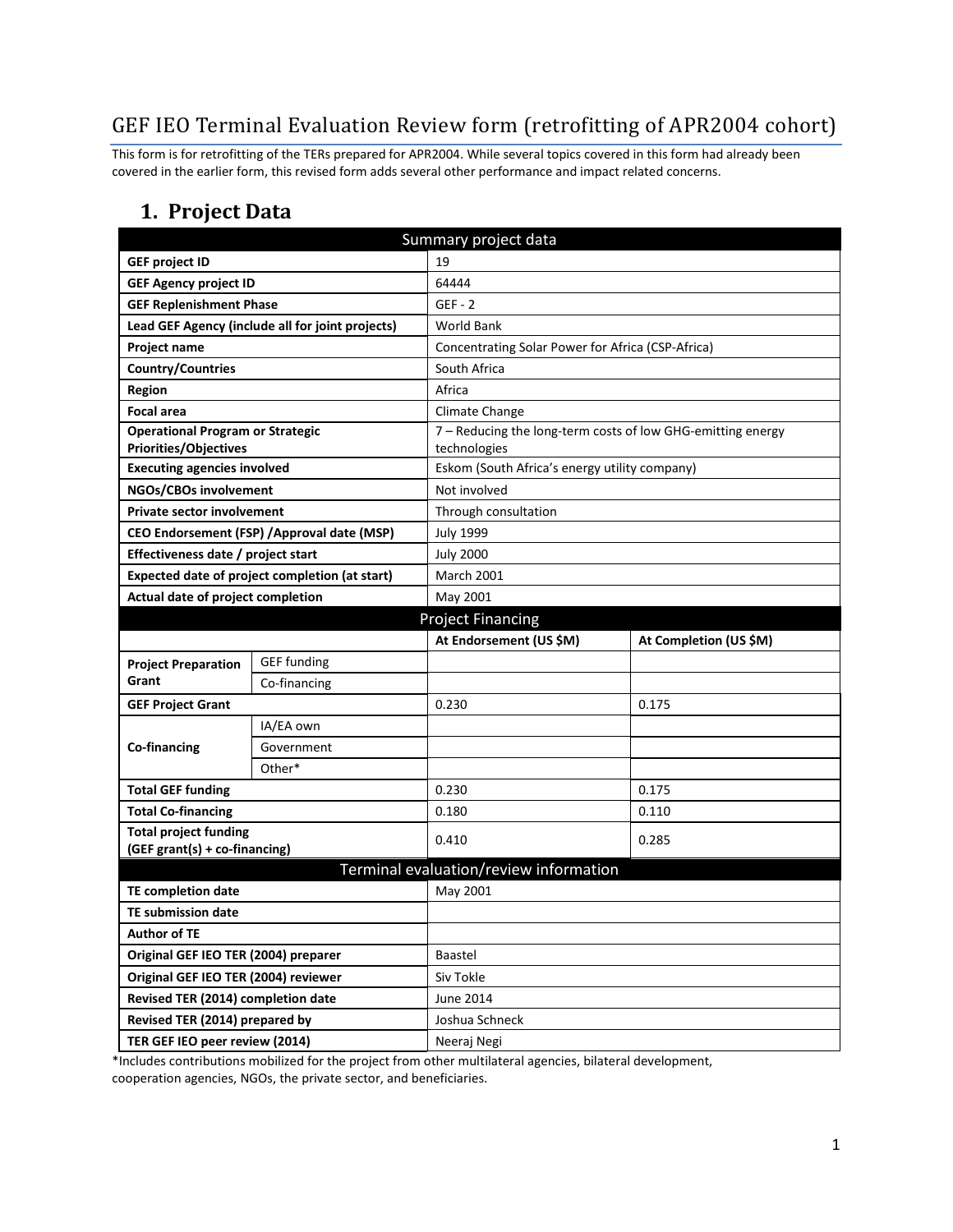# GEF IEO Terminal Evaluation Review form (retrofitting of APR2004 cohort)

This form is for retrofitting of the TERs prepared for APR2004. While several topics covered in this form had already been covered in the earlier form, this revised form adds several other performance and impact related concerns.

## 1. Project Data

| Summary project data | | | |
|---|---|---|---|
| **GEF project ID** | | 19 | |
| **GEF Agency project ID** | | 64444 | |
| **GEF Replenishment Phase** | | GEF - 2 | |
| **Lead GEF Agency (include all for joint projects)** | | World Bank | |
| **Project name** | | Concentrating Solar Power for Africa (CSP-Africa) | |
| **Country/Countries** | | South Africa | |
| **Region** | | Africa | |
| **Focal area** | | Climate Change | |
| **Operational Program or Strategic Priorities/Objectives** | | 7 – Reducing the long-term costs of low GHG-emitting energy technologies | |
| **Executing agencies involved** | | Eskom (South Africa's energy utility company) | |
| **NGOs/CBOs involvement** | | Not involved | |
| **Private sector involvement** | | Through consultation | |
| **CEO Endorsement (FSP) /Approval date (MSP)** | | July 1999 | |
| **Effectiveness date / project start** | | July 2000 | |
| **Expected date of project completion (at start)** | | March 2001 | |
| **Actual date of project completion** | | May 2001 | |
| **Project Financing** | | | |
| | | **At Endorsement (US $M)** | **At Completion (US $M)** |
| **Project Preparation Grant** | GEF funding | | |
| | Co-financing | | |
| **GEF Project Grant** | | 0.230 | 0.175 |
| **Co-financing** | IA/EA own | | |
| | Government | | |
| | Other* | | |
| **Total GEF funding** | | 0.230 | 0.175 |
| **Total Co-financing** | | 0.180 | 0.110 |
| **Total project funding (GEF grant(s) + co-financing)** | | 0.410 | 0.285 |
| **Terminal evaluation/review information** | | | |
| **TE completion date** | | May 2001 | |
| **TE submission date** | | | |
| **Author of TE** | | | |
| **Original GEF IEO TER (2004) preparer** | | Baastel | |
| **Original GEF IEO TER (2004) reviewer** | | Siv Tokle | |
| **Revised TER (2014) completion date** | | June 2014 | |
| **Revised TER (2014) prepared by** | | Joshua Schneck | |
| **TER GEF IEO peer review (2014)** | | Neeraj Negi | |

*Includes contributions mobilized for the project from other multilateral agencies, bilateral development, cooperation agencies, NGOs, the private sector, and beneficiaries.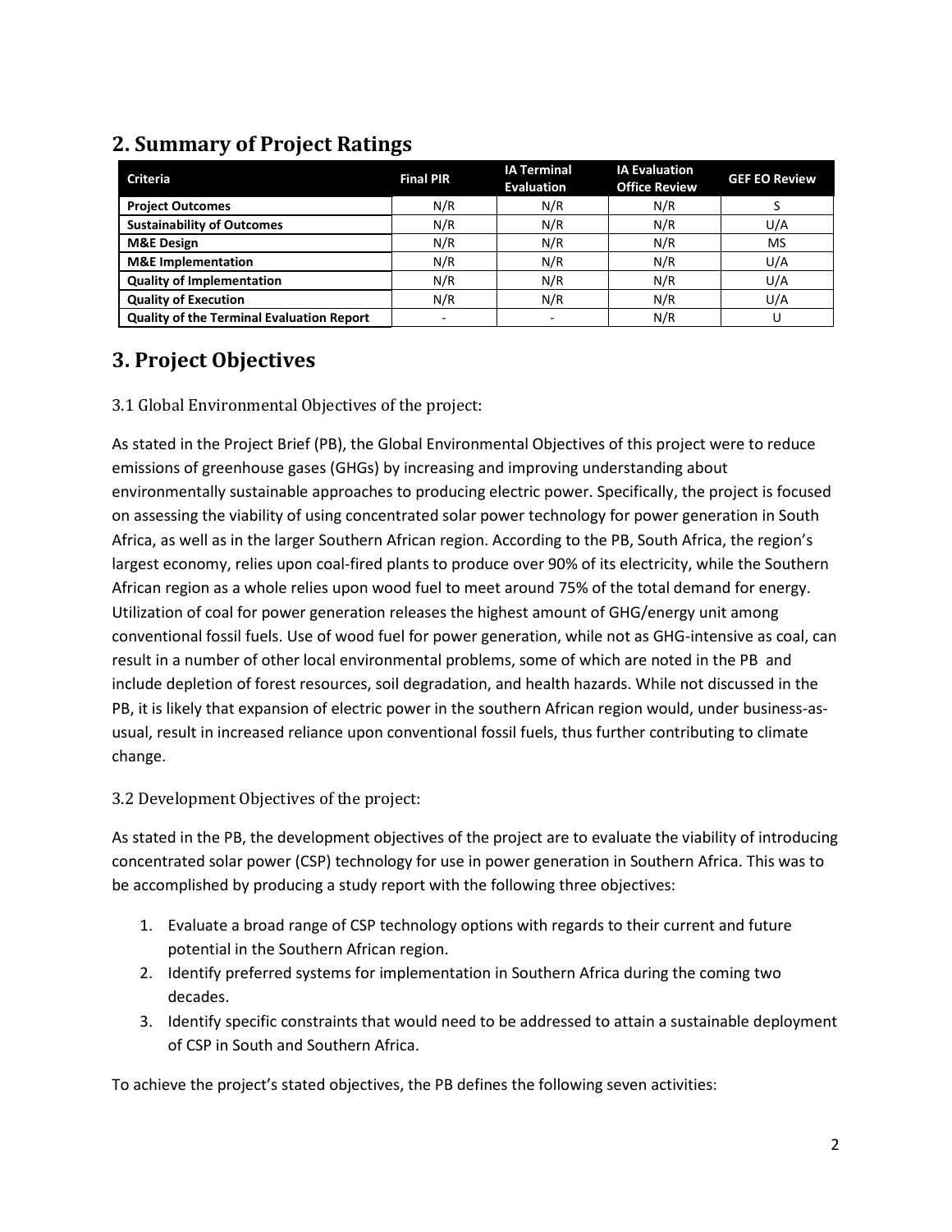## 2. Summary of Project Ratings

| Criteria | Final PIR | IA Terminal Evaluation | IA Evaluation Office Review | GEF EO Review |
|---|---|---|---|---|
| **Project Outcomes** | N/R | N/R | N/R | S |
| **Sustainability of Outcomes** | N/R | N/R | N/R | U/A |
| **M&E Design** | N/R | N/R | N/R | MS |
| **M&E Implementation** | N/R | N/R | N/R | U/A |
| **Quality of Implementation** | N/R | N/R | N/R | U/A |
| **Quality of Execution** | N/R | N/R | N/R | U/A |
| **Quality of the Terminal Evaluation Report** | - | - | N/R | U |

## 3. Project Objectives

### 3.1 Global Environmental Objectives of the project:

As stated in the Project Brief (PB), the Global Environmental Objectives of this project were to reduce emissions of greenhouse gases (GHGs) by increasing and improving understanding about environmentally sustainable approaches to producing electric power. Specifically, the project is focused on assessing the viability of using concentrated solar power technology for power generation in South Africa, as well as in the larger Southern African region. According to the PB, South Africa, the region's largest economy, relies upon coal-fired plants to produce over 90% of its electricity, while the Southern African region as a whole relies upon wood fuel to meet around 75% of the total demand for energy. Utilization of coal for power generation releases the highest amount of GHG/energy unit among conventional fossil fuels. Use of wood fuel for power generation, while not as GHG-intensive as coal, can result in a number of other local environmental problems, some of which are noted in the PB and include depletion of forest resources, soil degradation, and health hazards. While not discussed in the PB, it is likely that expansion of electric power in the southern African region would, under business-as-usual, result in increased reliance upon conventional fossil fuels, thus further contributing to climate change.

### 3.2 Development Objectives of the project:

As stated in the PB, the development objectives of the project are to evaluate the viability of introducing concentrated solar power (CSP) technology for use in power generation in Southern Africa. This was to be accomplished by producing a study report with the following three objectives:

1. Evaluate a broad range of CSP technology options with regards to their current and future potential in the Southern African region.
2. Identify preferred systems for implementation in Southern Africa during the coming two decades.
3. Identify specific constraints that would need to be addressed to attain a sustainable deployment of CSP in South and Southern Africa.

To achieve the project's stated objectives, the PB defines the following seven activities: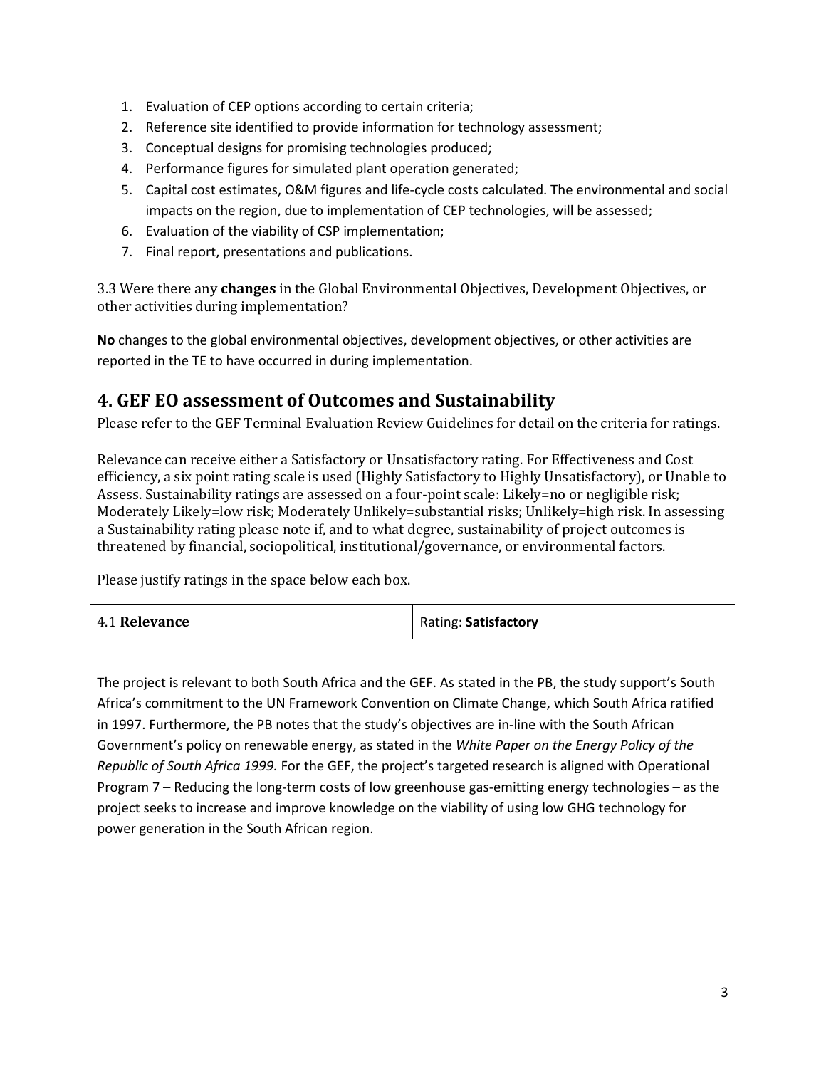1. Evaluation of CEP options according to certain criteria;
2. Reference site identified to provide information for technology assessment;
3. Conceptual designs for promising technologies produced;
4. Performance figures for simulated plant operation generated;
5. Capital cost estimates, O&M figures and life-cycle costs calculated. The environmental and social impacts on the region, due to implementation of CEP technologies, will be assessed;
6. Evaluation of the viability of CSP implementation;
7. Final report, presentations and publications.

3.3 Were there any **changes** in the Global Environmental Objectives, Development Objectives, or other activities during implementation?

**No** changes to the global environmental objectives, development objectives, or other activities are reported in the TE to have occurred in during implementation.

## 4. GEF EO assessment of Outcomes and Sustainability

Please refer to the GEF Terminal Evaluation Review Guidelines for detail on the criteria for ratings.

Relevance can receive either a Satisfactory or Unsatisfactory rating. For Effectiveness and Cost efficiency, a six point rating scale is used (Highly Satisfactory to Highly Unsatisfactory), or Unable to Assess. Sustainability ratings are assessed on a four-point scale: Likely=no or negligible risk; Moderately Likely=low risk; Moderately Unlikely=substantial risks; Unlikely=high risk. In assessing a Sustainability rating please note if, and to what degree, sustainability of project outcomes is threatened by financial, sociopolitical, institutional/governance, or environmental factors.

Please justify ratings in the space below each box.

| 4.1 **Relevance** | Rating: **Satisfactory** |
|---|---|

The project is relevant to both South Africa and the GEF. As stated in the PB, the study support's South Africa's commitment to the UN Framework Convention on Climate Change, which South Africa ratified in 1997. Furthermore, the PB notes that the study's objectives are in-line with the South African Government's policy on renewable energy, as stated in the *White Paper on the Energy Policy of the Republic of South Africa 1999*. For the GEF, the project's targeted research is aligned with Operational Program 7 – Reducing the long-term costs of low greenhouse gas-emitting energy technologies – as the project seeks to increase and improve knowledge on the viability of using low GHG technology for power generation in the South African region.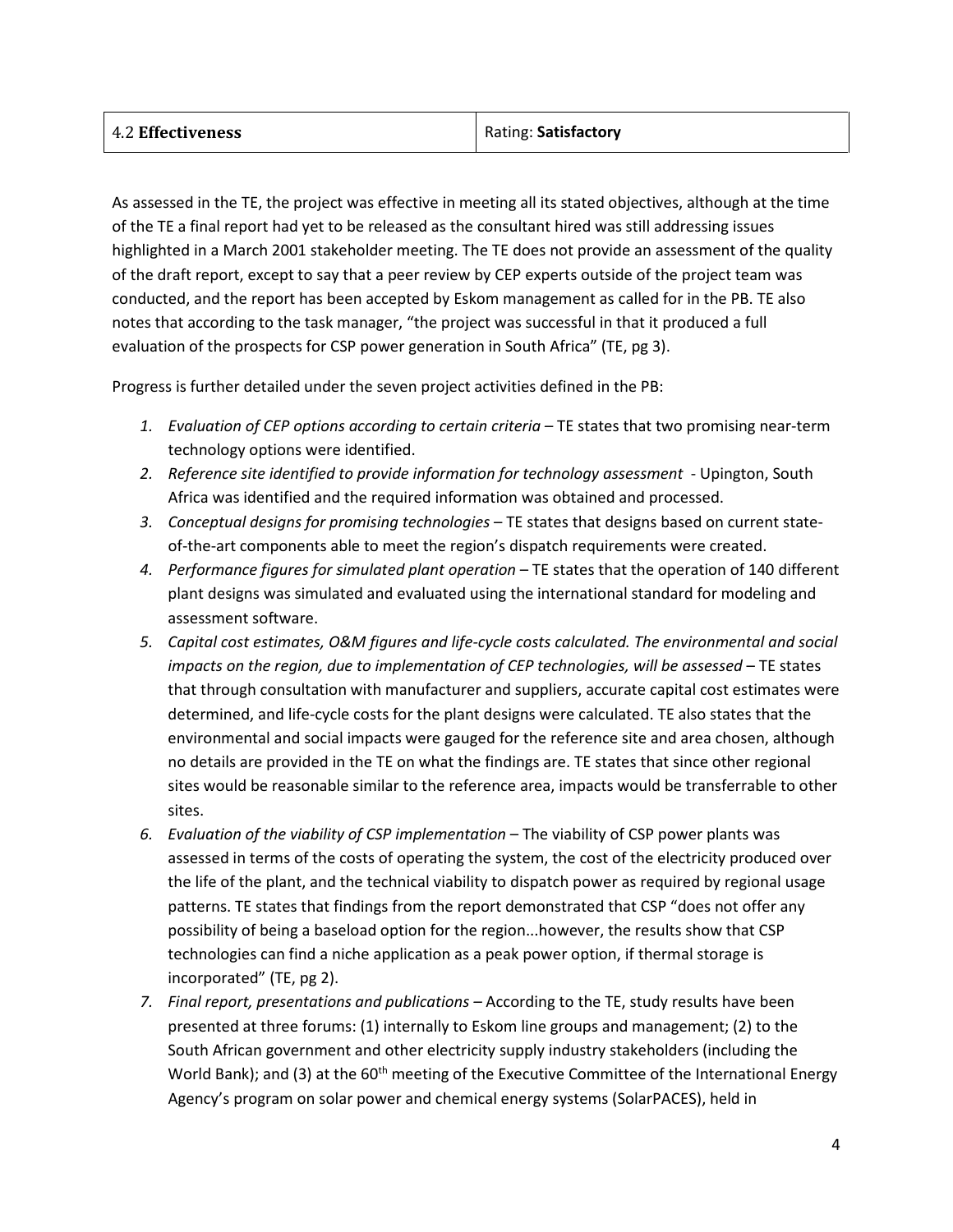| 4.2 **Effectiveness** | Rating: **Satisfactory** |
|---|---|

As assessed in the TE, the project was effective in meeting all its stated objectives, although at the time of the TE a final report had yet to be released as the consultant hired was still addressing issues highlighted in a March 2001 stakeholder meeting. The TE does not provide an assessment of the quality of the draft report, except to say that a peer review by CEP experts outside of the project team was conducted, and the report has been accepted by Eskom management as called for in the PB. TE also notes that according to the task manager, "the project was successful in that it produced a full evaluation of the prospects for CSP power generation in South Africa" (TE, pg 3).

Progress is further detailed under the seven project activities defined in the PB:

1. *Evaluation of CEP options according to certain criteria* – TE states that two promising near-term technology options were identified.
2. *Reference site identified to provide information for technology assessment* - Upington, South Africa was identified and the required information was obtained and processed.
3. *Conceptual designs for promising technologies* – TE states that designs based on current state-of-the-art components able to meet the region's dispatch requirements were created.
4. *Performance figures for simulated plant operation* – TE states that the operation of 140 different plant designs was simulated and evaluated using the international standard for modeling and assessment software.
5. *Capital cost estimates, O&M figures and life-cycle costs calculated. The environmental and social impacts on the region, due to implementation of CEP technologies, will be assessed* – TE states that through consultation with manufacturer and suppliers, accurate capital cost estimates were determined, and life-cycle costs for the plant designs were calculated. TE also states that the environmental and social impacts were gauged for the reference site and area chosen, although no details are provided in the TE on what the findings are. TE states that since other regional sites would be reasonable similar to the reference area, impacts would be transferrable to other sites.
6. *Evaluation of the viability of CSP implementation* – The viability of CSP power plants was assessed in terms of the costs of operating the system, the cost of the electricity produced over the life of the plant, and the technical viability to dispatch power as required by regional usage patterns. TE states that findings from the report demonstrated that CSP "does not offer any possibility of being a baseload option for the region...however, the results show that CSP technologies can find a niche application as a peak power option, if thermal storage is incorporated" (TE, pg 2).
7. *Final report, presentations and publications* – According to the TE, study results have been presented at three forums: (1) internally to Eskom line groups and management; (2) to the South African government and other electricity supply industry stakeholders (including the World Bank); and (3) at the 60th meeting of the Executive Committee of the International Energy Agency's program on solar power and chemical energy systems (SolarPACES), held in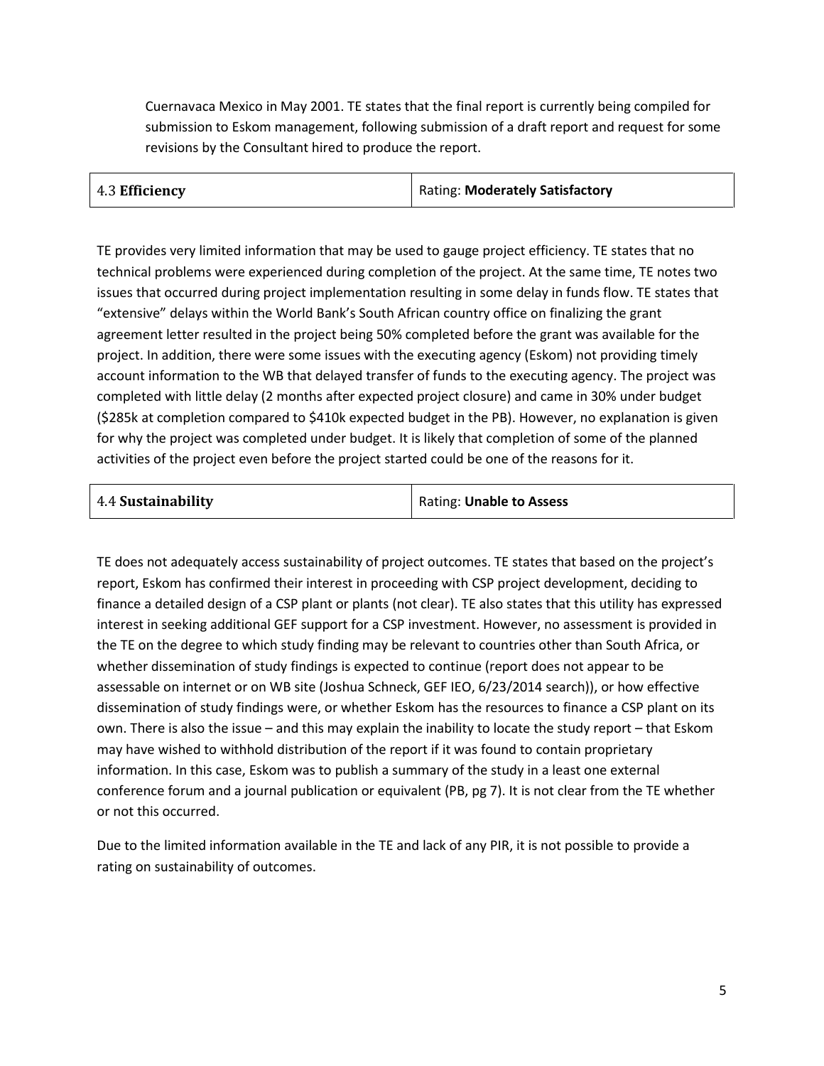Cuernavaca Mexico in May 2001. TE states that the final report is currently being compiled for submission to Eskom management, following submission of a draft report and request for some revisions by the Consultant hired to produce the report.

| 4.3 **Efficiency** | Rating: **Moderately Satisfactory** |
|---|---|

TE provides very limited information that may be used to gauge project efficiency. TE states that no technical problems were experienced during completion of the project. At the same time, TE notes two issues that occurred during project implementation resulting in some delay in funds flow. TE states that "extensive" delays within the World Bank's South African country office on finalizing the grant agreement letter resulted in the project being 50% completed before the grant was available for the project. In addition, there were some issues with the executing agency (Eskom) not providing timely account information to the WB that delayed transfer of funds to the executing agency. The project was completed with little delay (2 months after expected project closure) and came in 30% under budget ($285k at completion compared to $410k expected budget in the PB). However, no explanation is given for why the project was completed under budget. It is likely that completion of some of the planned activities of the project even before the project started could be one of the reasons for it.

| 4.4 **Sustainability** | Rating: **Unable to Assess** |
|---|---|

TE does not adequately access sustainability of project outcomes. TE states that based on the project's report, Eskom has confirmed their interest in proceeding with CSP project development, deciding to finance a detailed design of a CSP plant or plants (not clear). TE also states that this utility has expressed interest in seeking additional GEF support for a CSP investment. However, no assessment is provided in the TE on the degree to which study finding may be relevant to countries other than South Africa, or whether dissemination of study findings is expected to continue (report does not appear to be assessable on internet or on WB site (Joshua Schneck, GEF IEO, 6/23/2014 search)), or how effective dissemination of study findings were, or whether Eskom has the resources to finance a CSP plant on its own. There is also the issue – and this may explain the inability to locate the study report – that Eskom may have wished to withhold distribution of the report if it was found to contain proprietary information. In this case, Eskom was to publish a summary of the study in a least one external conference forum and a journal publication or equivalent (PB, pg 7). It is not clear from the TE whether or not this occurred.

Due to the limited information available in the TE and lack of any PIR, it is not possible to provide a rating on sustainability of outcomes.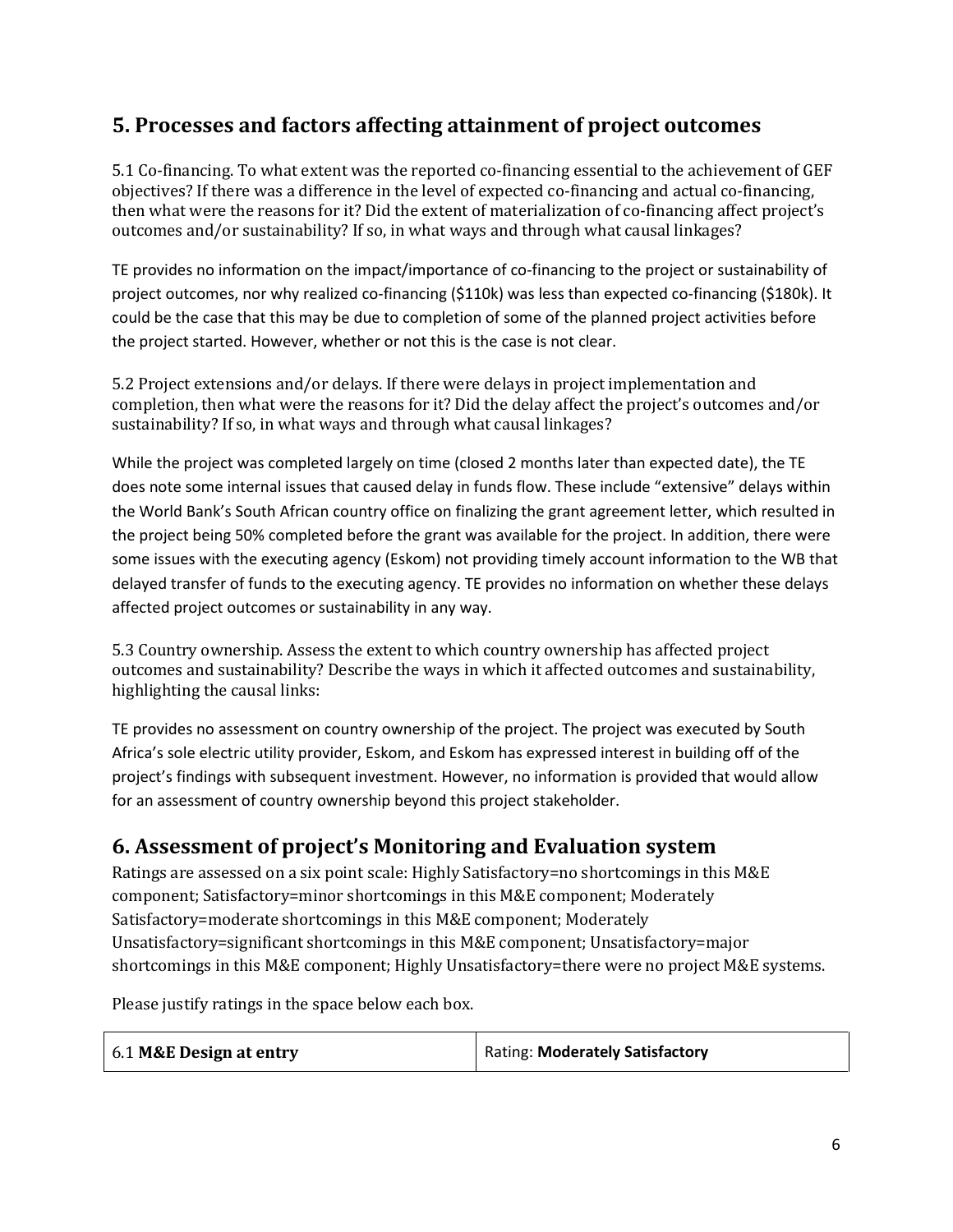## 5. Processes and factors affecting attainment of project outcomes

5.1 Co-financing. To what extent was the reported co-financing essential to the achievement of GEF objectives? If there was a difference in the level of expected co-financing and actual co-financing, then what were the reasons for it? Did the extent of materialization of co-financing affect project's outcomes and/or sustainability? If so, in what ways and through what causal linkages?

TE provides no information on the impact/importance of co-financing to the project or sustainability of project outcomes, nor why realized co-financing ($110k) was less than expected co-financing ($180k). It could be the case that this may be due to completion of some of the planned project activities before the project started. However, whether or not this is the case is not clear.

5.2 Project extensions and/or delays. If there were delays in project implementation and completion, then what were the reasons for it? Did the delay affect the project's outcomes and/or sustainability? If so, in what ways and through what causal linkages?

While the project was completed largely on time (closed 2 months later than expected date), the TE does note some internal issues that caused delay in funds flow. These include "extensive" delays within the World Bank's South African country office on finalizing the grant agreement letter, which resulted in the project being 50% completed before the grant was available for the project. In addition, there were some issues with the executing agency (Eskom) not providing timely account information to the WB that delayed transfer of funds to the executing agency. TE provides no information on whether these delays affected project outcomes or sustainability in any way.

5.3 Country ownership. Assess the extent to which country ownership has affected project outcomes and sustainability? Describe the ways in which it affected outcomes and sustainability, highlighting the causal links:

TE provides no assessment on country ownership of the project. The project was executed by South Africa's sole electric utility provider, Eskom, and Eskom has expressed interest in building off of the project's findings with subsequent investment. However, no information is provided that would allow for an assessment of country ownership beyond this project stakeholder.

## 6. Assessment of project's Monitoring and Evaluation system

Ratings are assessed on a six point scale: Highly Satisfactory=no shortcomings in this M&E component; Satisfactory=minor shortcomings in this M&E component; Moderately Satisfactory=moderate shortcomings in this M&E component; Moderately Unsatisfactory=significant shortcomings in this M&E component; Unsatisfactory=major shortcomings in this M&E component; Highly Unsatisfactory=there were no project M&E systems.

Please justify ratings in the space below each box.

| 6.1 **M&E Design at entry** | Rating: **Moderately Satisfactory** |
|---|---|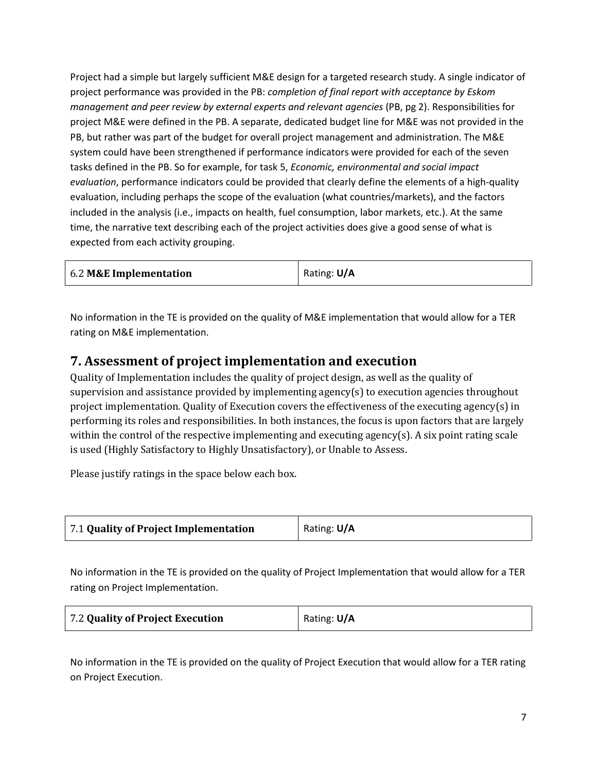Project had a simple but largely sufficient M&E design for a targeted research study. A single indicator of project performance was provided in the PB: *completion of final report with acceptance by Eskom management and peer review by external experts and relevant agencies* (PB, pg 2). Responsibilities for project M&E were defined in the PB. A separate, dedicated budget line for M&E was not provided in the PB, but rather was part of the budget for overall project management and administration. The M&E system could have been strengthened if performance indicators were provided for each of the seven tasks defined in the PB. So for example, for task 5, *Economic, environmental and social impact evaluation*, performance indicators could be provided that clearly define the elements of a high-quality evaluation, including perhaps the scope of the evaluation (what countries/markets), and the factors included in the analysis (i.e., impacts on health, fuel consumption, labor markets, etc.). At the same time, the narrative text describing each of the project activities does give a good sense of what is expected from each activity grouping.

| 6.2 **M&E Implementation** | Rating: **U/A** |
|---|---|

No information in the TE is provided on the quality of M&E implementation that would allow for a TER rating on M&E implementation.

# 7. Assessment of project implementation and execution

Quality of Implementation includes the quality of project design, as well as the quality of supervision and assistance provided by implementing agency(s) to execution agencies throughout project implementation. Quality of Execution covers the effectiveness of the executing agency(s) in performing its roles and responsibilities. In both instances, the focus is upon factors that are largely within the control of the respective implementing and executing agency(s). A six point rating scale is used (Highly Satisfactory to Highly Unsatisfactory), or Unable to Assess.

Please justify ratings in the space below each box.

| 7.1 **Quality of Project Implementation** | Rating: **U/A** |
|---|---|

No information in the TE is provided on the quality of Project Implementation that would allow for a TER rating on Project Implementation.

| 7.2 **Quality of Project Execution** | Rating: **U/A** |
|---|---|

No information in the TE is provided on the quality of Project Execution that would allow for a TER rating on Project Execution.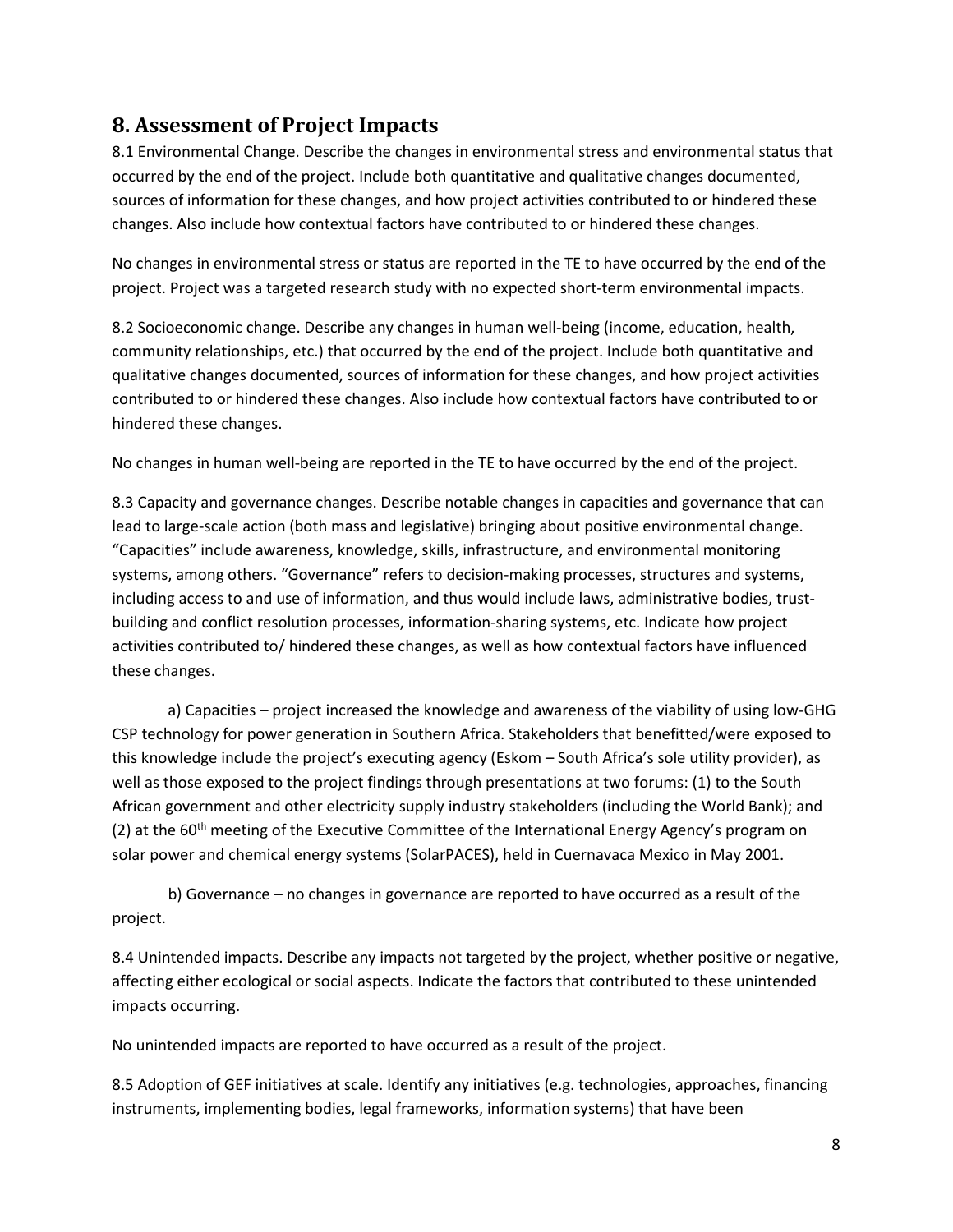## 8. Assessment of Project Impacts

8.1 Environmental Change. Describe the changes in environmental stress and environmental status that occurred by the end of the project. Include both quantitative and qualitative changes documented, sources of information for these changes, and how project activities contributed to or hindered these changes. Also include how contextual factors have contributed to or hindered these changes.

No changes in environmental stress or status are reported in the TE to have occurred by the end of the project. Project was a targeted research study with no expected short-term environmental impacts.

8.2 Socioeconomic change. Describe any changes in human well-being (income, education, health, community relationships, etc.) that occurred by the end of the project. Include both quantitative and qualitative changes documented, sources of information for these changes, and how project activities contributed to or hindered these changes. Also include how contextual factors have contributed to or hindered these changes.

No changes in human well-being are reported in the TE to have occurred by the end of the project.

8.3 Capacity and governance changes. Describe notable changes in capacities and governance that can lead to large-scale action (both mass and legislative) bringing about positive environmental change. "Capacities" include awareness, knowledge, skills, infrastructure, and environmental monitoring systems, among others. "Governance" refers to decision-making processes, structures and systems, including access to and use of information, and thus would include laws, administrative bodies, trust-building and conflict resolution processes, information-sharing systems, etc. Indicate how project activities contributed to/ hindered these changes, as well as how contextual factors have influenced these changes.

a) Capacities – project increased the knowledge and awareness of the viability of using low-GHG CSP technology for power generation in Southern Africa. Stakeholders that benefitted/were exposed to this knowledge include the project's executing agency (Eskom – South Africa's sole utility provider), as well as those exposed to the project findings through presentations at two forums: (1) to the South African government and other electricity supply industry stakeholders (including the World Bank); and (2) at the 60th meeting of the Executive Committee of the International Energy Agency's program on solar power and chemical energy systems (SolarPACES), held in Cuernavaca Mexico in May 2001.

b) Governance – no changes in governance are reported to have occurred as a result of the project.

8.4 Unintended impacts. Describe any impacts not targeted by the project, whether positive or negative, affecting either ecological or social aspects. Indicate the factors that contributed to these unintended impacts occurring.

No unintended impacts are reported to have occurred as a result of the project.

8.5 Adoption of GEF initiatives at scale. Identify any initiatives (e.g. technologies, approaches, financing instruments, implementing bodies, legal frameworks, information systems) that have been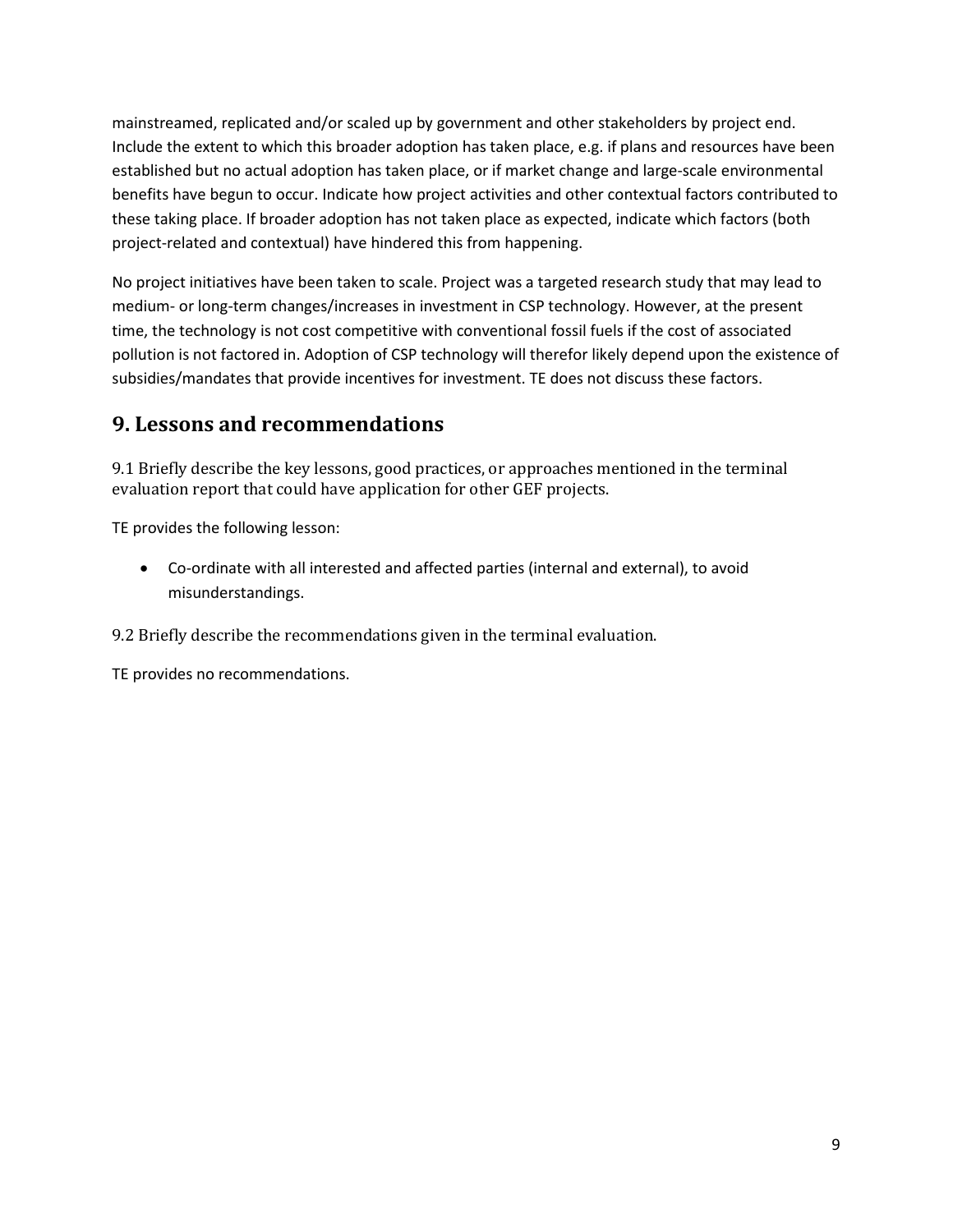mainstreamed, replicated and/or scaled up by government and other stakeholders by project end. Include the extent to which this broader adoption has taken place, e.g. if plans and resources have been established but no actual adoption has taken place, or if market change and large-scale environmental benefits have begun to occur. Indicate how project activities and other contextual factors contributed to these taking place. If broader adoption has not taken place as expected, indicate which factors (both project-related and contextual) have hindered this from happening.

No project initiatives have been taken to scale. Project was a targeted research study that may lead to medium- or long-term changes/increases in investment in CSP technology. However, at the present time, the technology is not cost competitive with conventional fossil fuels if the cost of associated pollution is not factored in. Adoption of CSP technology will therefor likely depend upon the existence of subsidies/mandates that provide incentives for investment. TE does not discuss these factors.

## 9. Lessons and recommendations

9.1 Briefly describe the key lessons, good practices, or approaches mentioned in the terminal evaluation report that could have application for other GEF projects.

TE provides the following lesson:

- Co-ordinate with all interested and affected parties (internal and external), to avoid misunderstandings.

9.2 Briefly describe the recommendations given in the terminal evaluation.

TE provides no recommendations.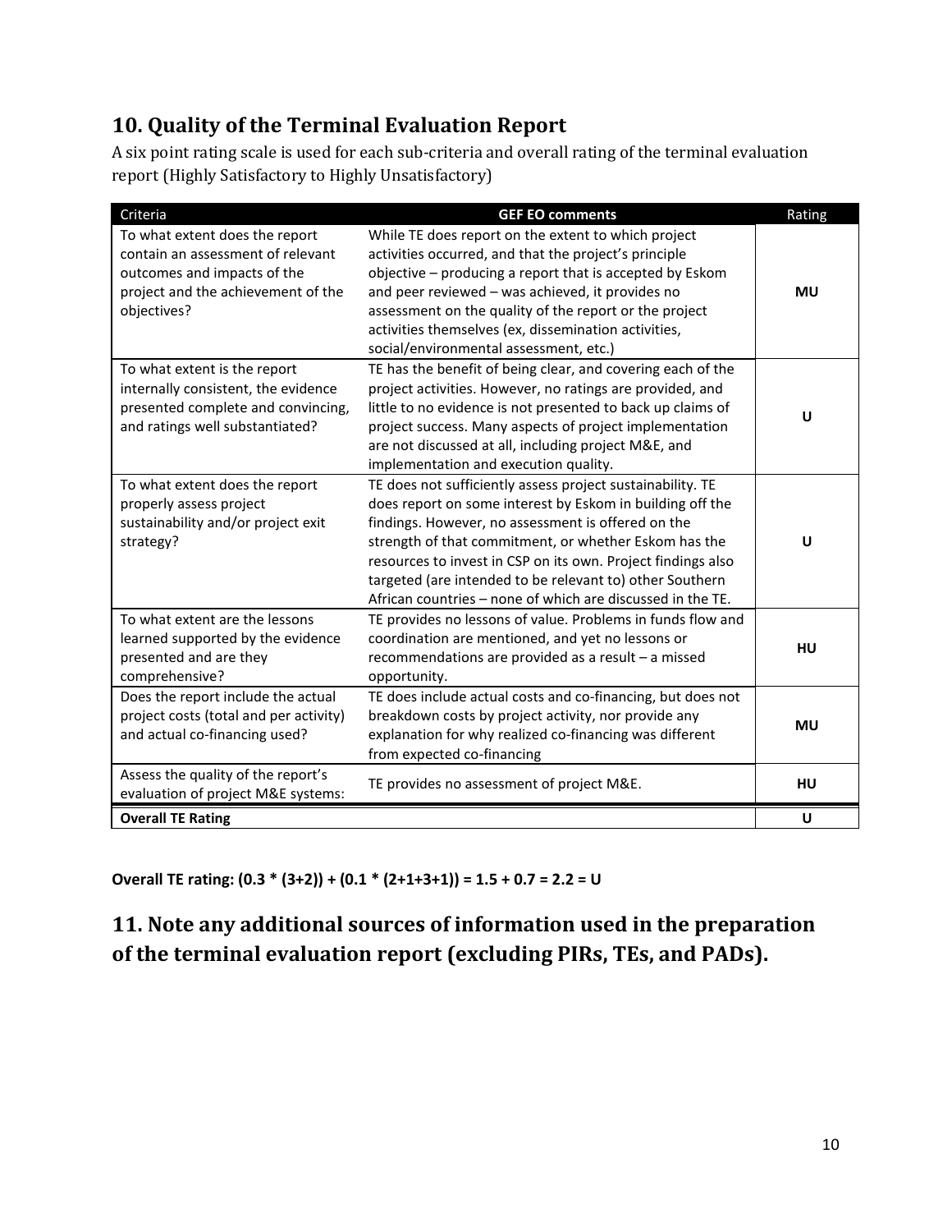## 10. Quality of the Terminal Evaluation Report

A six point rating scale is used for each sub-criteria and overall rating of the terminal evaluation report (Highly Satisfactory to Highly Unsatisfactory)

| Criteria | GEF EO comments | Rating |
|---|---|---|
| To what extent does the report contain an assessment of relevant outcomes and impacts of the project and the achievement of the objectives? | While TE does report on the extent to which project activities occurred, and that the project's principle objective – producing a report that is accepted by Eskom and peer reviewed – was achieved, it provides no assessment on the quality of the report or the project activities themselves (ex, dissemination activities, social/environmental assessment, etc.) | **MU** |
| To what extent is the report internally consistent, the evidence presented complete and convincing, and ratings well substantiated? | TE has the benefit of being clear, and covering each of the project activities. However, no ratings are provided, and little to no evidence is not presented to back up claims of project success. Many aspects of project implementation are not discussed at all, including project M&E, and implementation and execution quality. | **U** |
| To what extent does the report properly assess project sustainability and/or project exit strategy? | TE does not sufficiently assess project sustainability. TE does report on some interest by Eskom in building off the findings. However, no assessment is offered on the strength of that commitment, or whether Eskom has the resources to invest in CSP on its own. Project findings also targeted (are intended to be relevant to) other Southern African countries – none of which are discussed in the TE. | **U** |
| To what extent are the lessons learned supported by the evidence presented and are they comprehensive? | TE provides no lessons of value. Problems in funds flow and coordination are mentioned, and yet no lessons or recommendations are provided as a result – a missed opportunity. | **HU** |
| Does the report include the actual project costs (total and per activity) and actual co-financing used? | TE does include actual costs and co-financing, but does not breakdown costs by project activity, nor provide any explanation for why realized co-financing was different from expected co-financing | **MU** |
| Assess the quality of the report's evaluation of project M&E systems: | TE provides no assessment of project M&E. | **HU** |
| **Overall TE Rating** | | **U** |

**Overall TE rating: (0.3 * (3+2)) + (0.1 * (2+1+3+1)) = 1.5 + 0.7 = 2.2 = U**

## 11. Note any additional sources of information used in the preparation of the terminal evaluation report (excluding PIRs, TEs, and PADs).